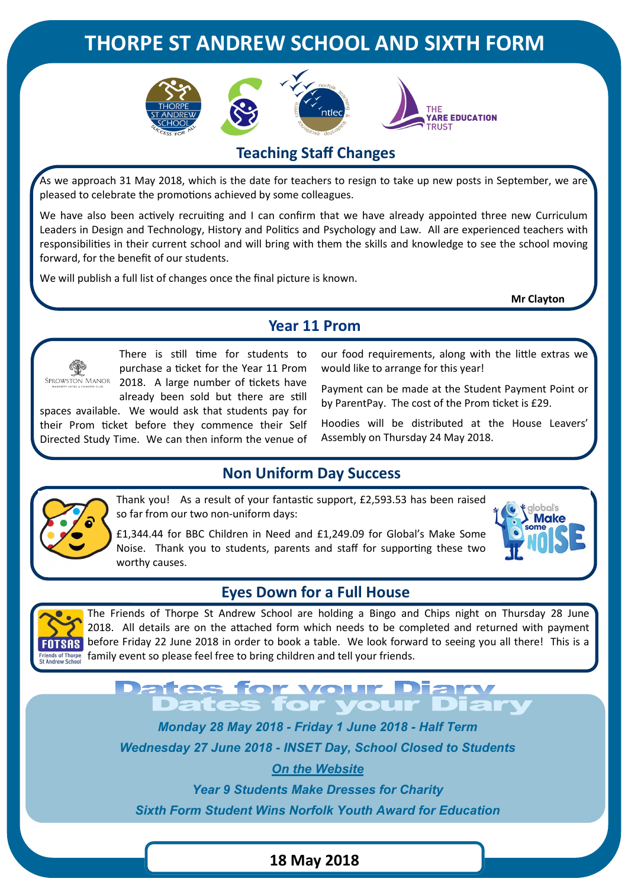# THORPE ST ANDREW SCHOOL AND SIXTH FORM

## Teaching Staff Changes

As we approach 31 May 2018, which is the date for teachers to resign to take up new posts in September, we are pleased to celebrate the promotions achieved by some colleagues.

We have also been actively recruiting and I can confirm that we have already appointed three new Curriculum Leaders in Design and Technology, History and Politics and Psychology and Law. All are experienced teachers with responsibilities in their current school and will bring with them the skills and knowledge to see the school moving forward, for the benefit of our students.

We will publish a full list of changes once the final picture is known.

**Mr Clayton**

## Year 11 Prom

There is still time for students to purchase a ticket for the Year 11 Prom 2018. A large number of tickets have already been sold but there are still spaces available. We would ask that students pay for their Prom ticket before they commence their Self Directed Study Time. We can then inform the venue of our food requirements, along with the little extras we would like to arrange for this year!

Payment can be made at the Student Payment Point or by ParentPay. The cost of the Prom ticket is £29.

Hoodies will be distributed at the House Leavers' Assembly on Thursday 24 May 2018.

## Non Uniform Day Success

Thank you! As a result of your fantastic support, £2,593.53 has been raised so far from our two non-uniform days:

£1,344.44 for BBC Children in Need and £1,249.09 for Global's Make Some Noise. Thank you to students, parents and staff for supporting these two worthy causes.

## Eyes Down for a Full House

The Friends of Thorpe St Andrew School are holding a Bingo and Chips night on Thursday 28 June 2018. All details are on the attached form which needs to be completed and returned with payment before Friday 22 June 2018 in order to book a table. We look forward to seeing you all there! This is a family event so please feel free to bring children and tell your friends.

## Dates for your Diary

*Monday 28 May 2018 - Friday 1 June 2018 - Half Term*

*Wednesday 27 June 2018 - INSET Day, School Closed to Students*

***On the Website***

*Year 9 Students Make Dresses for Charity*

*Sixth Form Student Wins Norfolk Youth Award for Education*

**18 May 2018**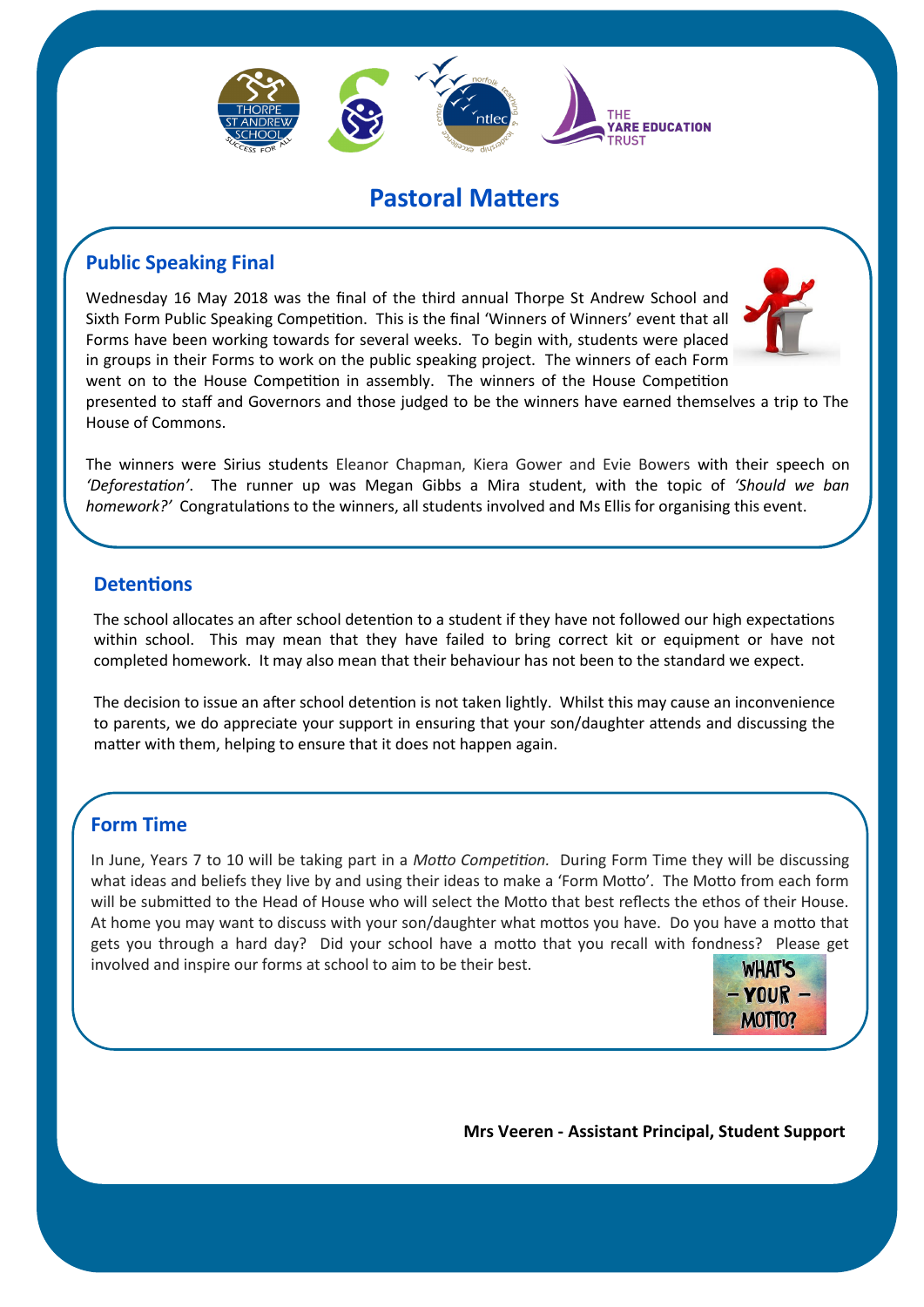# Pastoral Matters

## Public Speaking Final

Wednesday 16 May 2018 was the final of the third annual Thorpe St Andrew School and Sixth Form Public Speaking Competition. This is the final 'Winners of Winners' event that all Forms have been working towards for several weeks. To begin with, students were placed in groups in their Forms to work on the public speaking project. The winners of each Form went on to the House Competition in assembly. The winners of the House Competition presented to staff and Governors and those judged to be the winners have earned themselves a trip to The House of Commons.

The winners were Sirius students Eleanor Chapman, Kiera Gower and Evie Bowers with their speech on *'Deforestation'*. The runner up was Megan Gibbs a Mira student, with the topic of *'Should we ban homework?'* Congratulations to the winners, all students involved and Ms Ellis for organising this event.

## Detentions

The school allocates an after school detention to a student if they have not followed our high expectations within school. This may mean that they have failed to bring correct kit or equipment or have not completed homework. It may also mean that their behaviour has not been to the standard we expect.

The decision to issue an after school detention is not taken lightly. Whilst this may cause an inconvenience to parents, we do appreciate your support in ensuring that your son/daughter attends and discussing the matter with them, helping to ensure that it does not happen again.

## Form Time

In June, Years 7 to 10 will be taking part in a *Motto Competition.* During Form Time they will be discussing what ideas and beliefs they live by and using their ideas to make a 'Form Motto'. The Motto from each form will be submitted to the Head of House who will select the Motto that best reflects the ethos of their House. At home you may want to discuss with your son/daughter what mottos you have. Do you have a motto that gets you through a hard day? Did your school have a motto that you recall with fondness? Please get involved and inspire our forms at school to aim to be their best.

**Mrs Veeren - Assistant Principal, Student Support**